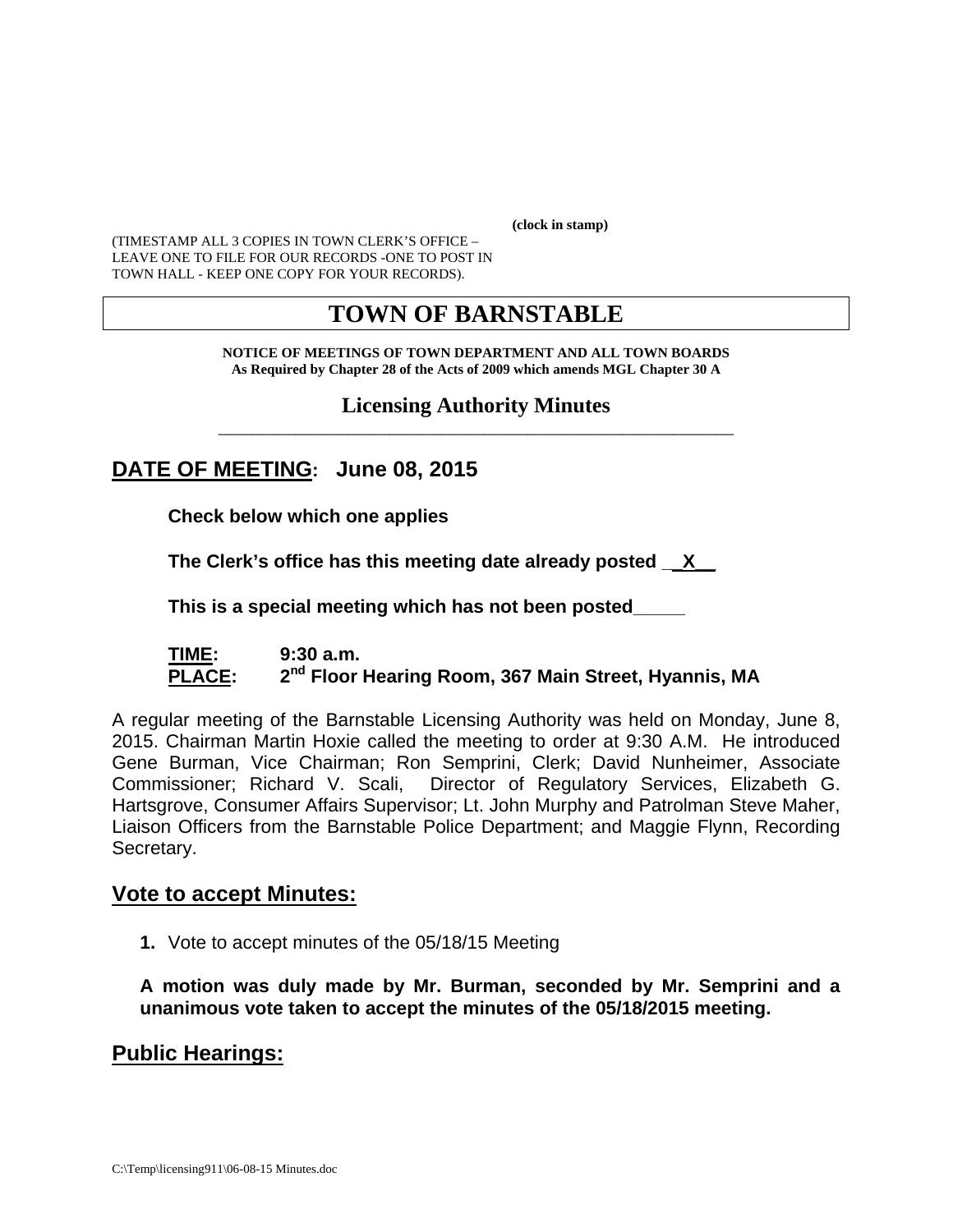**(clock in stamp)**

(TIMESTAMP ALL 3 COPIES IN TOWN CLERK'S OFFICE – LEAVE ONE TO FILE FOR OUR RECORDS -ONE TO POST IN TOWN HALL - KEEP ONE COPY FOR YOUR RECORDS).

# TOWN OF BARNSTABLE

**NOTICE OF MEETINGS OF TOWN DEPARTMENT AND ALL TOWN BOARDS**
**As Required by Chapter 28 of the Acts of 2009 which amends MGL Chapter 30 A**

## Licensing Authority Minutes

## DATE OF MEETING: June 08, 2015

**Check below which one applies**

**The Clerk's office has this meeting date already posted \_\_X\_\_**

**This is a special meeting which has not been posted\_\_\_\_\_**

**TIME:** **9:30 a.m.**
**PLACE:** **2nd Floor Hearing Room, 367 Main Street, Hyannis, MA**

A regular meeting of the Barnstable Licensing Authority was held on Monday, June 8, 2015. Chairman Martin Hoxie called the meeting to order at 9:30 A.M. He introduced Gene Burman, Vice Chairman; Ron Semprini, Clerk; David Nunheimer, Associate Commissioner; Richard V. Scali, Director of Regulatory Services, Elizabeth G. Hartsgrove, Consumer Affairs Supervisor; Lt. John Murphy and Patrolman Steve Maher, Liaison Officers from the Barnstable Police Department; and Maggie Flynn, Recording Secretary.

## Vote to accept Minutes:

1. Vote to accept minutes of the 05/18/15 Meeting

**A motion was duly made by Mr. Burman, seconded by Mr. Semprini and a unanimous vote taken to accept the minutes of the 05/18/2015 meeting.**

## Public Hearings: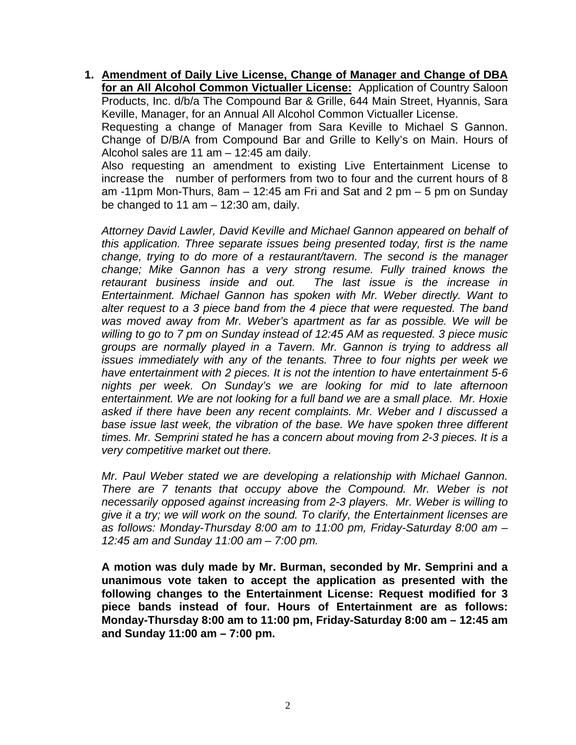1. **Amendment of Daily Live License, Change of Manager and Change of DBA for an All Alcohol Common Victualler License:** Application of Country Saloon Products, Inc. d/b/a The Compound Bar & Grille, 644 Main Street, Hyannis, Sara Keville, Manager, for an Annual All Alcohol Common Victualler License.
   Requesting a change of Manager from Sara Keville to Michael S Gannon. Change of D/B/A from Compound Bar and Grille to Kelly's on Main. Hours of Alcohol sales are 11 am – 12:45 am daily.
   Also requesting an amendment to existing Live Entertainment License to increase the number of performers from two to four and the current hours of 8 am -11pm Mon-Thurs, 8am – 12:45 am Fri and Sat and 2 pm – 5 pm on Sunday be changed to 11 am – 12:30 am, daily.

   *Attorney David Lawler, David Keville and Michael Gannon appeared on behalf of this application. Three separate issues being presented today, first is the name change, trying to do more of a restaurant/tavern. The second is the manager change; Mike Gannon has a very strong resume. Fully trained knows the retaurant business inside and out. The last issue is the increase in Entertainment. Michael Gannon has spoken with Mr. Weber directly. Want to alter request to a 3 piece band from the 4 piece that were requested. The band was moved away from Mr. Weber's apartment as far as possible. We will be willing to go to 7 pm on Sunday instead of 12:45 AM as requested. 3 piece music groups are normally played in a Tavern. Mr. Gannon is trying to address all issues immediately with any of the tenants. Three to four nights per week we have entertainment with 2 pieces. It is not the intention to have entertainment 5-6 nights per week. On Sunday's we are looking for mid to late afternoon entertainment. We are not looking for a full band we are a small place. Mr. Hoxie asked if there have been any recent complaints. Mr. Weber and I discussed a base issue last week, the vibration of the base. We have spoken three different times. Mr. Semprini stated he has a concern about moving from 2-3 pieces. It is a very competitive market out there.*

   *Mr. Paul Weber stated we are developing a relationship with Michael Gannon. There are 7 tenants that occupy above the Compound. Mr. Weber is not necessarily opposed against increasing from 2-3 players. Mr. Weber is willing to give it a try; we will work on the sound. To clarify, the Entertainment licenses are as follows: Monday-Thursday 8:00 am to 11:00 pm, Friday-Saturday 8:00 am – 12:45 am and Sunday 11:00 am – 7:00 pm.*

   **A motion was duly made by Mr. Burman, seconded by Mr. Semprini and a unanimous vote taken to accept the application as presented with the following changes to the Entertainment License: Request modified for 3 piece bands instead of four. Hours of Entertainment are as follows: Monday-Thursday 8:00 am to 11:00 pm, Friday-Saturday 8:00 am – 12:45 am and Sunday 11:00 am – 7:00 pm.**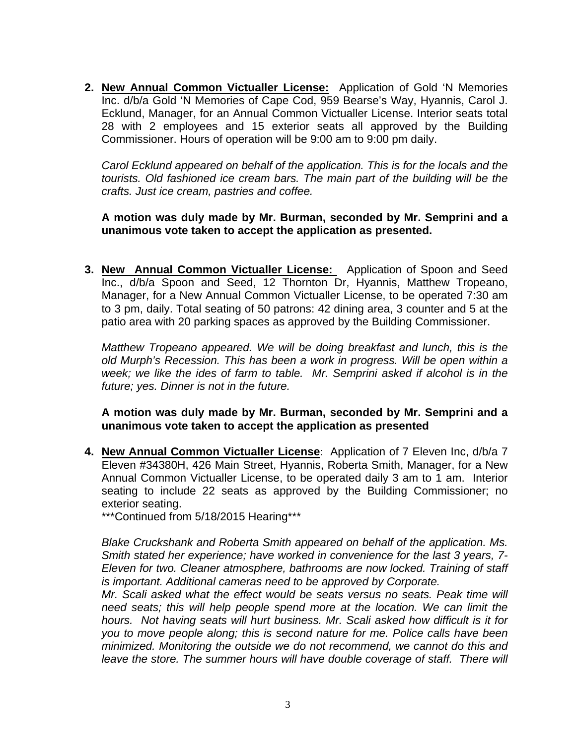2. **New Annual Common Victualler License:** Application of Gold 'N Memories Inc. d/b/a Gold 'N Memories of Cape Cod, 959 Bearse's Way, Hyannis, Carol J. Ecklund, Manager, for an Annual Common Victualler License. Interior seats total 28 with 2 employees and 15 exterior seats all approved by the Building Commissioner. Hours of operation will be 9:00 am to 9:00 pm daily.

   *Carol Ecklund appeared on behalf of the application. This is for the locals and the tourists. Old fashioned ice cream bars. The main part of the building will be the crafts. Just ice cream, pastries and coffee.*

   **A motion was duly made by Mr. Burman, seconded by Mr. Semprini and a unanimous vote taken to accept the application as presented.**

3. **New Annual Common Victualler License:** Application of Spoon and Seed Inc., d/b/a Spoon and Seed, 12 Thornton Dr, Hyannis, Matthew Tropeano, Manager, for a New Annual Common Victualler License, to be operated 7:30 am to 3 pm, daily. Total seating of 50 patrons: 42 dining area, 3 counter and 5 at the patio area with 20 parking spaces as approved by the Building Commissioner.

   *Matthew Tropeano appeared. We will be doing breakfast and lunch, this is the old Murph's Recession. This has been a work in progress. Will be open within a week; we like the ides of farm to table. Mr. Semprini asked if alcohol is in the future; yes. Dinner is not in the future.*

   **A motion was duly made by Mr. Burman, seconded by Mr. Semprini and a unanimous vote taken to accept the application as presented**

4. **New Annual Common Victualler License**: Application of 7 Eleven Inc, d/b/a 7 Eleven #34380H, 426 Main Street, Hyannis, Roberta Smith, Manager, for a New Annual Common Victualler License, to be operated daily 3 am to 1 am. Interior seating to include 22 seats as approved by the Building Commissioner; no exterior seating.
   \*\*\*Continued from 5/18/2015 Hearing\*\*\*

   *Blake Cruckshank and Roberta Smith appeared on behalf of the application. Ms. Smith stated her experience; have worked in convenience for the last 3 years, 7-Eleven for two. Cleaner atmosphere, bathrooms are now locked. Training of staff is important. Additional cameras need to be approved by Corporate.*
   *Mr. Scali asked what the effect would be seats versus no seats. Peak time will need seats; this will help people spend more at the location. We can limit the hours. Not having seats will hurt business. Mr. Scali asked how difficult is it for you to move people along; this is second nature for me. Police calls have been minimized. Monitoring the outside we do not recommend, we cannot do this and leave the store. The summer hours will have double coverage of staff. There will*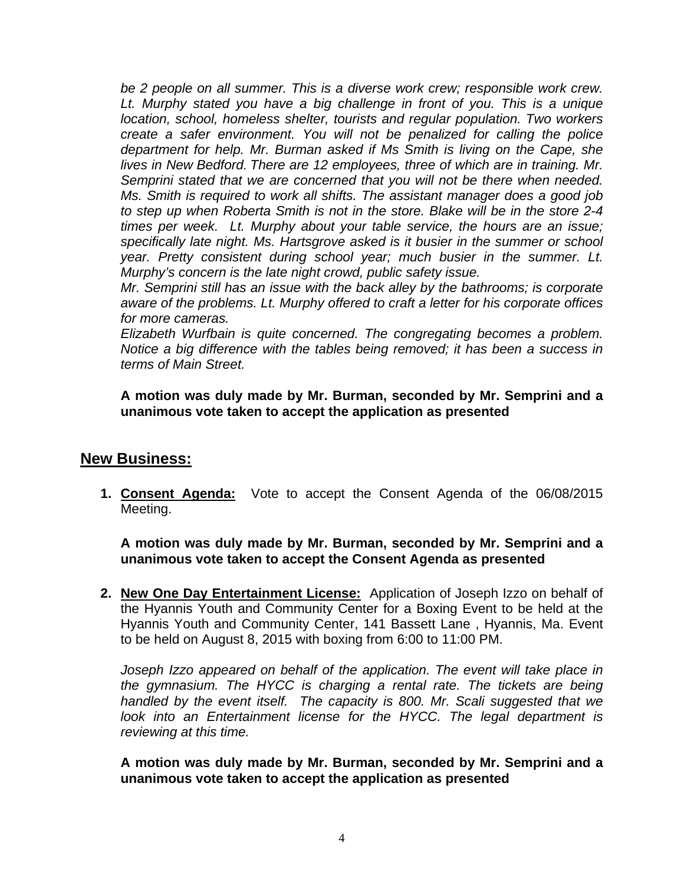*be 2 people on all summer. This is a diverse work crew; responsible work crew. Lt. Murphy stated you have a big challenge in front of you. This is a unique location, school, homeless shelter, tourists and regular population. Two workers create a safer environment. You will not be penalized for calling the police department for help. Mr. Burman asked if Ms Smith is living on the Cape, she lives in New Bedford. There are 12 employees, three of which are in training. Mr. Semprini stated that we are concerned that you will not be there when needed. Ms. Smith is required to work all shifts. The assistant manager does a good job to step up when Roberta Smith is not in the store. Blake will be in the store 2-4 times per week. Lt. Murphy about your table service, the hours are an issue; specifically late night. Ms. Hartsgrove asked is it busier in the summer or school year. Pretty consistent during school year; much busier in the summer. Lt. Murphy's concern is the late night crowd, public safety issue.*

*Mr. Semprini still has an issue with the back alley by the bathrooms; is corporate aware of the problems. Lt. Murphy offered to craft a letter for his corporate offices for more cameras.*

*Elizabeth Wurfbain is quite concerned. The congregating becomes a problem. Notice a big difference with the tables being removed; it has been a success in terms of Main Street.*

**A motion was duly made by Mr. Burman, seconded by Mr. Semprini and a unanimous vote taken to accept the application as presented**

## New Business:

1. **Consent Agenda:** Vote to accept the Consent Agenda of the 06/08/2015 Meeting.

   **A motion was duly made by Mr. Burman, seconded by Mr. Semprini and a unanimous vote taken to accept the Consent Agenda as presented**

2. **New One Day Entertainment License:** Application of Joseph Izzo on behalf of the Hyannis Youth and Community Center for a Boxing Event to be held at the Hyannis Youth and Community Center, 141 Bassett Lane , Hyannis, Ma. Event to be held on August 8, 2015 with boxing from 6:00 to 11:00 PM.

   *Joseph Izzo appeared on behalf of the application. The event will take place in the gymnasium. The HYCC is charging a rental rate. The tickets are being handled by the event itself. The capacity is 800. Mr. Scali suggested that we look into an Entertainment license for the HYCC. The legal department is reviewing at this time.*

   **A motion was duly made by Mr. Burman, seconded by Mr. Semprini and a unanimous vote taken to accept the application as presented**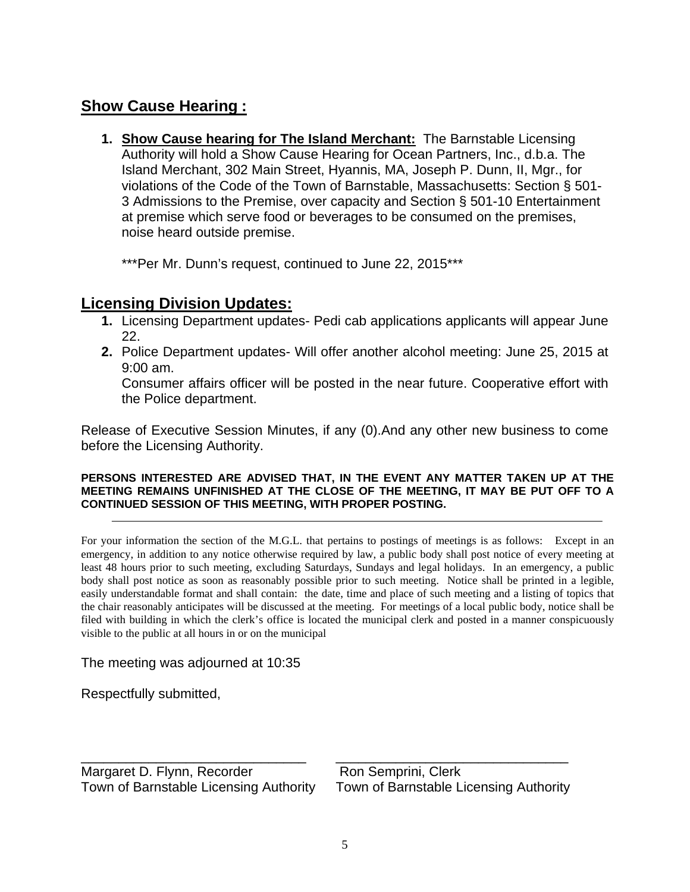## Show Cause Hearing :

1. **Show Cause hearing for The Island Merchant:** The Barnstable Licensing Authority will hold a Show Cause Hearing for Ocean Partners, Inc., d.b.a. The Island Merchant, 302 Main Street, Hyannis, MA, Joseph P. Dunn, II, Mgr., for violations of the Code of the Town of Barnstable, Massachusetts: Section § 501-3 Admissions to the Premise, over capacity and Section § 501-10 Entertainment at premise which serve food or beverages to be consumed on the premises, noise heard outside premise.

   ***Per Mr. Dunn's request, continued to June 22, 2015***

## Licensing Division Updates:

1. Licensing Department updates- Pedi cab applications applicants will appear June 22.
2. Police Department updates- Will offer another alcohol meeting: June 25, 2015 at 9:00 am.

   Consumer affairs officer will be posted in the near future. Cooperative effort with the Police department.

Release of Executive Session Minutes, if any (0).And any other new business to come before the Licensing Authority.

**PERSONS INTERESTED ARE ADVISED THAT, IN THE EVENT ANY MATTER TAKEN UP AT THE MEETING REMAINS UNFINISHED AT THE CLOSE OF THE MEETING, IT MAY BE PUT OFF TO A CONTINUED SESSION OF THIS MEETING, WITH PROPER POSTING.**

---

For your information the section of the M.G.L. that pertains to postings of meetings is as follows: Except in an emergency, in addition to any notice otherwise required by law, a public body shall post notice of every meeting at least 48 hours prior to such meeting, excluding Saturdays, Sundays and legal holidays. In an emergency, a public body shall post notice as soon as reasonably possible prior to such meeting. Notice shall be printed in a legible, easily understandable format and shall contain: the date, time and place of such meeting and a listing of topics that the chair reasonably anticipates will be discussed at the meeting. For meetings of a local public body, notice shall be filed with building in which the clerk's office is located the municipal clerk and posted in a manner conspicuously visible to the public at all hours in or on the municipal

The meeting was adjourned at 10:35

Respectfully submitted,

\_\_\_\_\_\_\_\_\_\_\_\_\_\_\_\_\_\_\_\_\_\_\_\_\_\_\_\_\_\_\_\_
Margaret D. Flynn, Recorder
Town of Barnstable Licensing Authority

\_\_\_\_\_\_\_\_\_\_\_\_\_\_\_\_\_\_\_\_\_\_\_\_\_\_\_\_\_\_\_\_
Ron Semprini, Clerk
Town of Barnstable Licensing Authority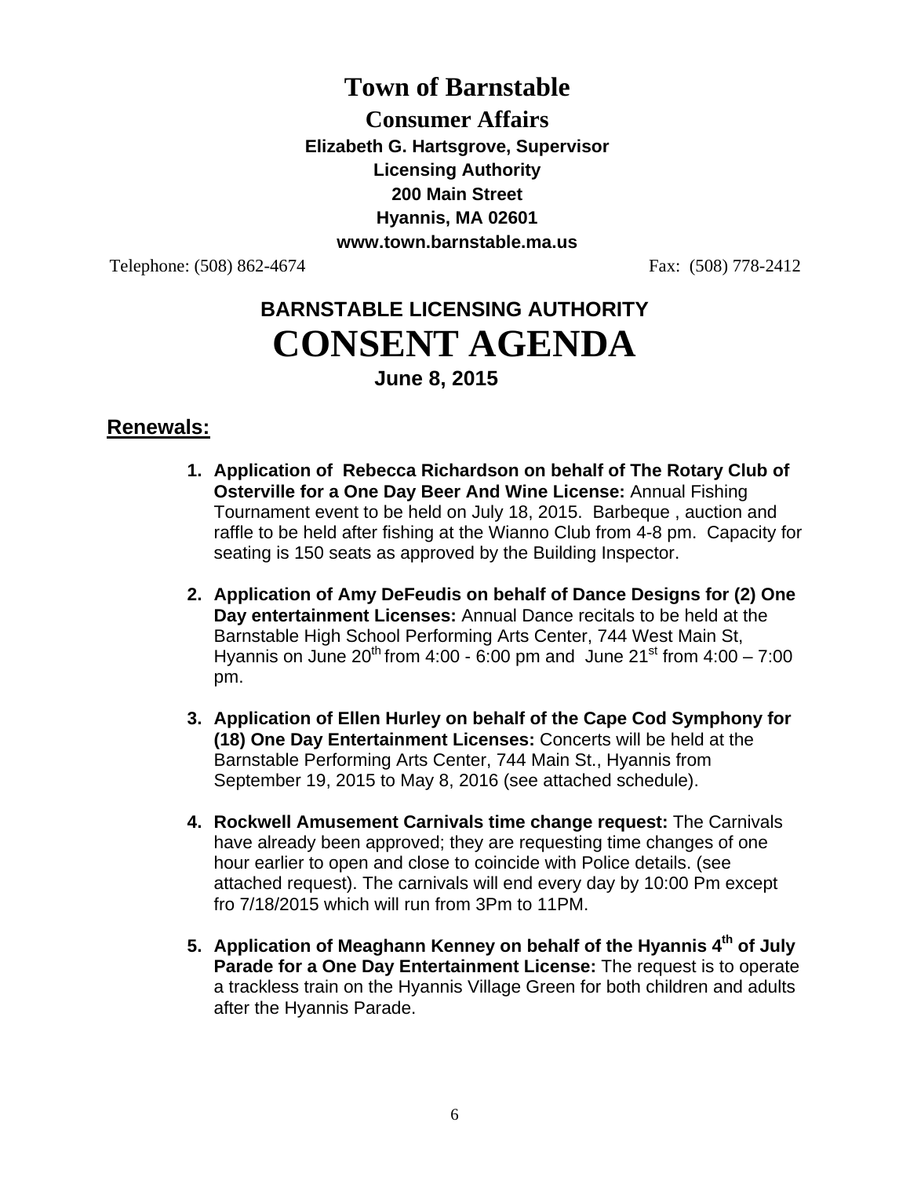# Town of Barnstable

## Consumer Affairs

**Elizabeth G. Hartsgrove, Supervisor**
**Licensing Authority**
**200 Main Street**
**Hyannis, MA 02601**
**www.town.barnstable.ma.us**

Telephone: (508) 862-4674 Fax: (508) 778-2412

## BARNSTABLE LICENSING AUTHORITY

# CONSENT AGENDA

**June 8, 2015**

### Renewals:

1. **Application of Rebecca Richardson on behalf of The Rotary Club of Osterville for a One Day Beer And Wine License:** Annual Fishing Tournament event to be held on July 18, 2015. Barbeque , auction and raffle to be held after fishing at the Wianno Club from 4-8 pm. Capacity for seating is 150 seats as approved by the Building Inspector.

2. **Application of Amy DeFeudis on behalf of Dance Designs for (2) One Day entertainment Licenses:** Annual Dance recitals to be held at the Barnstable High School Performing Arts Center, 744 West Main St, Hyannis on June 20th from 4:00 - 6:00 pm and June 21st from 4:00 – 7:00 pm.

3. **Application of Ellen Hurley on behalf of the Cape Cod Symphony for (18) One Day Entertainment Licenses:** Concerts will be held at the Barnstable Performing Arts Center, 744 Main St., Hyannis from September 19, 2015 to May 8, 2016 (see attached schedule).

4. **Rockwell Amusement Carnivals time change request:** The Carnivals have already been approved; they are requesting time changes of one hour earlier to open and close to coincide with Police details. (see attached request). The carnivals will end every day by 10:00 Pm except fro 7/18/2015 which will run from 3Pm to 11PM.

5. **Application of Meaghann Kenney on behalf of the Hyannis 4th of July Parade for a One Day Entertainment License:** The request is to operate a trackless train on the Hyannis Village Green for both children and adults after the Hyannis Parade.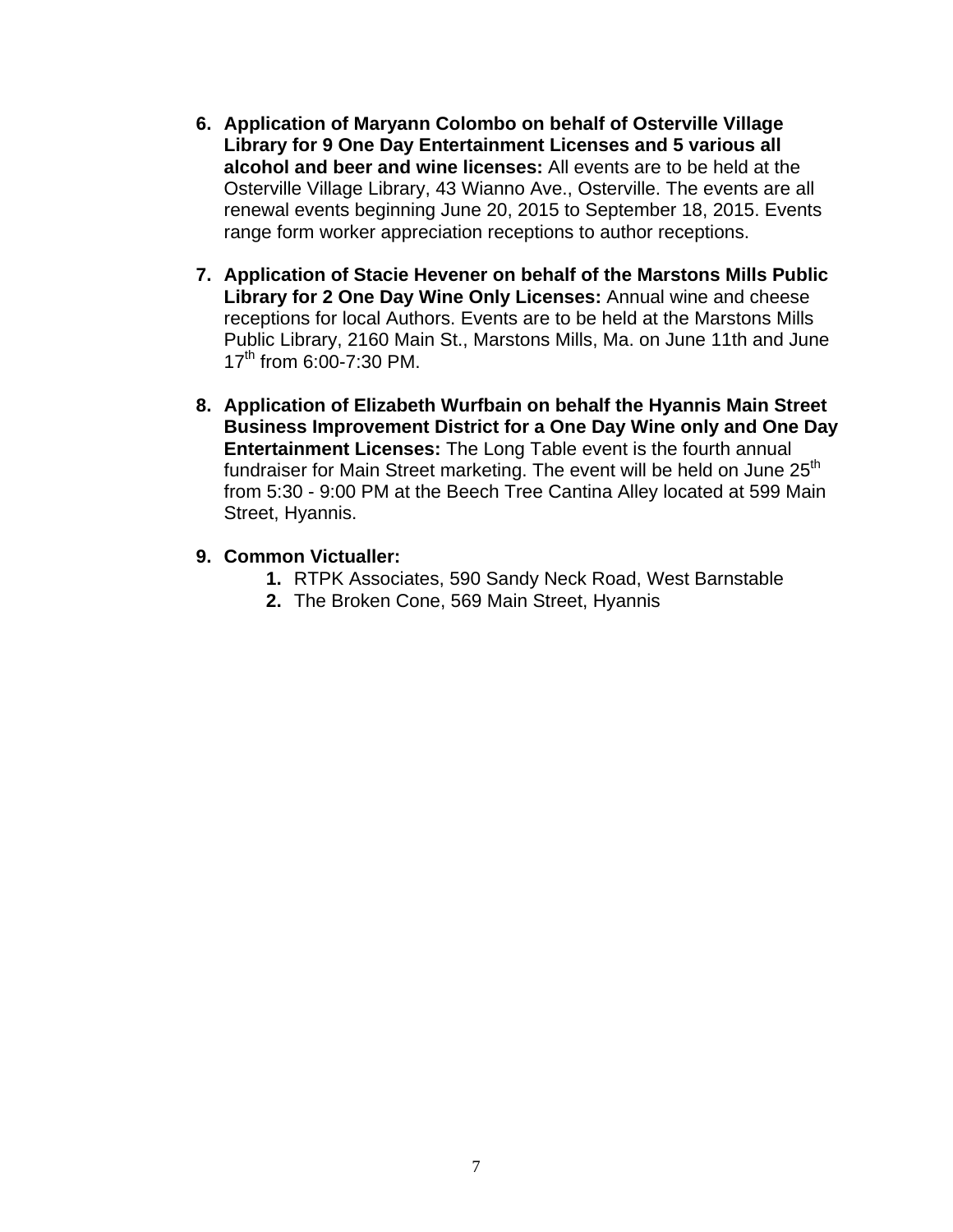6. **Application of Maryann Colombo on behalf of Osterville Village Library for 9 One Day Entertainment Licenses and 5 various all alcohol and beer and wine licenses:** All events are to be held at the Osterville Village Library, 43 Wianno Ave., Osterville. The events are all renewal events beginning June 20, 2015 to September 18, 2015. Events range form worker appreciation receptions to author receptions.

7. **Application of Stacie Hevener on behalf of the Marstons Mills Public Library for 2 One Day Wine Only Licenses:** Annual wine and cheese receptions for local Authors. Events are to be held at the Marstons Mills Public Library, 2160 Main St., Marstons Mills, Ma. on June 11th and June 17th from 6:00-7:30 PM.

8. **Application of Elizabeth Wurfbain on behalf the Hyannis Main Street Business Improvement District for a One Day Wine only and One Day Entertainment Licenses:** The Long Table event is the fourth annual fundraiser for Main Street marketing. The event will be held on June 25th from 5:30 - 9:00 PM at the Beech Tree Cantina Alley located at 599 Main Street, Hyannis.

9. **Common Victualler:**
   1. RTPK Associates, 590 Sandy Neck Road, West Barnstable
   2. The Broken Cone, 569 Main Street, Hyannis